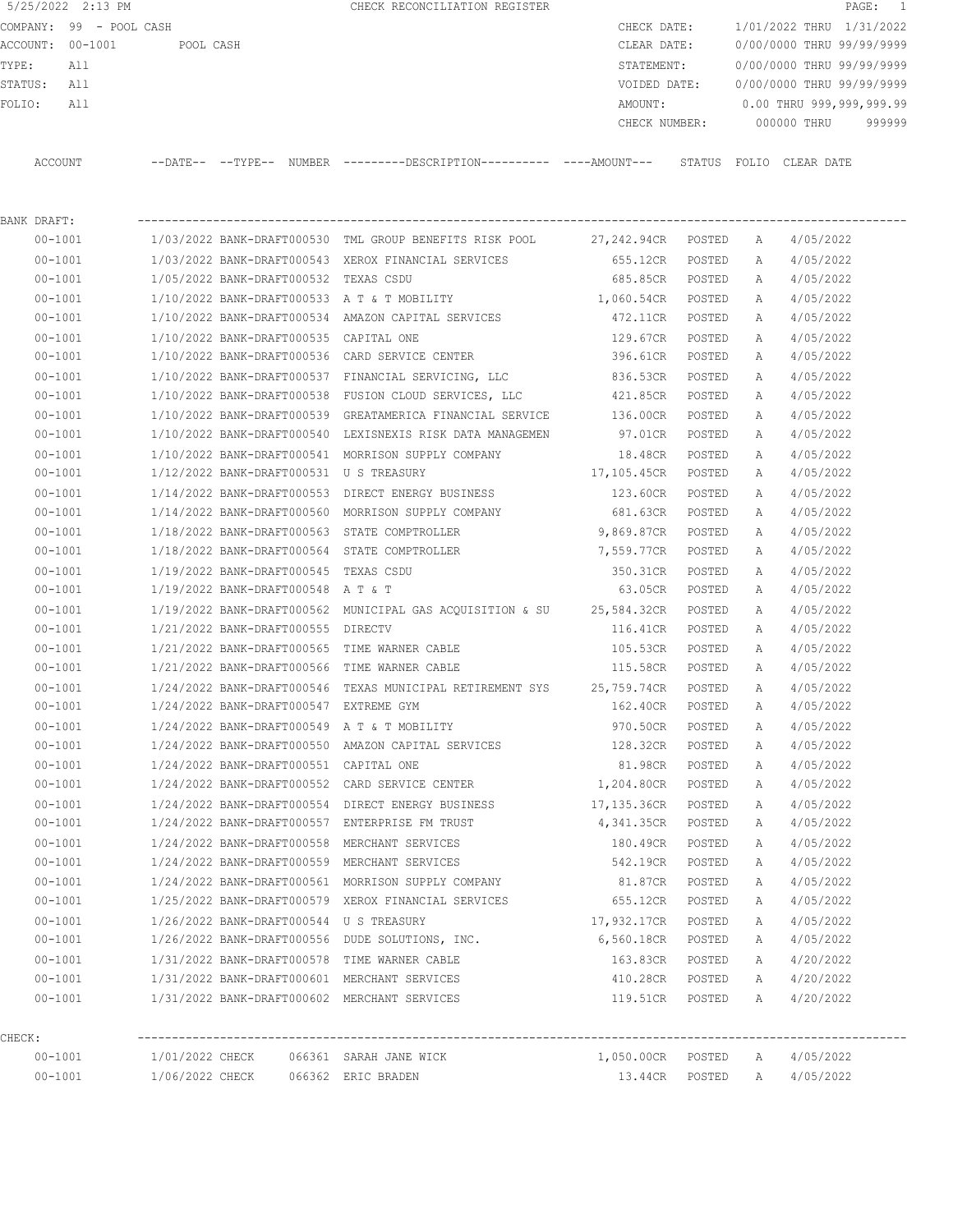5/25/2022 2:13 PM — CHECK RECONCILIATION REGISTER

| | | | |
|---|---|---|---|
| COMPANY: | 99 - POOL CASH | CHECK DATE: | 1/01/2022 THRU 1/31/2022 |
| ACCOUNT: | 00-1001 POOL CASH | CLEAR DATE: | 0/00/0000 THRU 99/99/9999 |
| TYPE: | All | STATEMENT: | 0/00/0000 THRU 99/99/9999 |
| STATUS: | All | VOIDED DATE: | 0/00/0000 THRU 99/99/9999 |
| FOLIO: | All | AMOUNT: | 0.00 THRU 999,999,999.99 |
| | | CHECK NUMBER: | 000000 THRU 999999 |

| ACCOUNT | DATE | TYPE | NUMBER | DESCRIPTION | AMOUNT | STATUS | FOLIO | CLEAR DATE |
|---|---|---|---|---|---|---|---|---|
| **BANK DRAFT:** | | | | | | | | |
| 00-1001 | 1/03/2022 | BANK-DRAFT | 000530 | TML GROUP BENEFITS RISK POOL | 27,242.94CR | POSTED | A | 4/05/2022 |
| 00-1001 | 1/03/2022 | BANK-DRAFT | 000543 | XEROX FINANCIAL SERVICES | 655.12CR | POSTED | A | 4/05/2022 |
| 00-1001 | 1/05/2022 | BANK-DRAFT | 000532 | TEXAS CSDU | 685.85CR | POSTED | A | 4/05/2022 |
| 00-1001 | 1/10/2022 | BANK-DRAFT | 000533 | A T & T MOBILITY | 1,060.54CR | POSTED | A | 4/05/2022 |
| 00-1001 | 1/10/2022 | BANK-DRAFT | 000534 | AMAZON CAPITAL SERVICES | 472.11CR | POSTED | A | 4/05/2022 |
| 00-1001 | 1/10/2022 | BANK-DRAFT | 000535 | CAPITAL ONE | 129.67CR | POSTED | A | 4/05/2022 |
| 00-1001 | 1/10/2022 | BANK-DRAFT | 000536 | CARD SERVICE CENTER | 396.61CR | POSTED | A | 4/05/2022 |
| 00-1001 | 1/10/2022 | BANK-DRAFT | 000537 | FINANCIAL SERVICING, LLC | 836.53CR | POSTED | A | 4/05/2022 |
| 00-1001 | 1/10/2022 | BANK-DRAFT | 000538 | FUSION CLOUD SERVICES, LLC | 421.85CR | POSTED | A | 4/05/2022 |
| 00-1001 | 1/10/2022 | BANK-DRAFT | 000539 | GREATAMERICA FINANCIAL SERVICE | 136.00CR | POSTED | A | 4/05/2022 |
| 00-1001 | 1/10/2022 | BANK-DRAFT | 000540 | LEXISNEXIS RISK DATA MANAGEMEN | 97.01CR | POSTED | A | 4/05/2022 |
| 00-1001 | 1/10/2022 | BANK-DRAFT | 000541 | MORRISON SUPPLY COMPANY | 18.48CR | POSTED | A | 4/05/2022 |
| 00-1001 | 1/12/2022 | BANK-DRAFT | 000531 | U S TREASURY | 17,105.45CR | POSTED | A | 4/05/2022 |
| 00-1001 | 1/14/2022 | BANK-DRAFT | 000553 | DIRECT ENERGY BUSINESS | 123.60CR | POSTED | A | 4/05/2022 |
| 00-1001 | 1/14/2022 | BANK-DRAFT | 000560 | MORRISON SUPPLY COMPANY | 681.63CR | POSTED | A | 4/05/2022 |
| 00-1001 | 1/18/2022 | BANK-DRAFT | 000563 | STATE COMPTROLLER | 9,869.87CR | POSTED | A | 4/05/2022 |
| 00-1001 | 1/18/2022 | BANK-DRAFT | 000564 | STATE COMPTROLLER | 7,559.77CR | POSTED | A | 4/05/2022 |
| 00-1001 | 1/19/2022 | BANK-DRAFT | 000545 | TEXAS CSDU | 350.31CR | POSTED | A | 4/05/2022 |
| 00-1001 | 1/19/2022 | BANK-DRAFT | 000548 | A T & T | 63.05CR | POSTED | A | 4/05/2022 |
| 00-1001 | 1/19/2022 | BANK-DRAFT | 000562 | MUNICIPAL GAS ACQUISITION & SU | 25,584.32CR | POSTED | A | 4/05/2022 |
| 00-1001 | 1/21/2022 | BANK-DRAFT | 000555 | DIRECTV | 116.41CR | POSTED | A | 4/05/2022 |
| 00-1001 | 1/21/2022 | BANK-DRAFT | 000565 | TIME WARNER CABLE | 105.53CR | POSTED | A | 4/05/2022 |
| 00-1001 | 1/21/2022 | BANK-DRAFT | 000566 | TIME WARNER CABLE | 115.58CR | POSTED | A | 4/05/2022 |
| 00-1001 | 1/24/2022 | BANK-DRAFT | 000546 | TEXAS MUNICIPAL RETIREMENT SYS | 25,759.74CR | POSTED | A | 4/05/2022 |
| 00-1001 | 1/24/2022 | BANK-DRAFT | 000547 | EXTREME GYM | 162.40CR | POSTED | A | 4/05/2022 |
| 00-1001 | 1/24/2022 | BANK-DRAFT | 000549 | A T & T MOBILITY | 970.50CR | POSTED | A | 4/05/2022 |
| 00-1001 | 1/24/2022 | BANK-DRAFT | 000550 | AMAZON CAPITAL SERVICES | 128.32CR | POSTED | A | 4/05/2022 |
| 00-1001 | 1/24/2022 | BANK-DRAFT | 000551 | CAPITAL ONE | 81.98CR | POSTED | A | 4/05/2022 |
| 00-1001 | 1/24/2022 | BANK-DRAFT | 000552 | CARD SERVICE CENTER | 1,204.80CR | POSTED | A | 4/05/2022 |
| 00-1001 | 1/24/2022 | BANK-DRAFT | 000554 | DIRECT ENERGY BUSINESS | 17,135.36CR | POSTED | A | 4/05/2022 |
| 00-1001 | 1/24/2022 | BANK-DRAFT | 000557 | ENTERPRISE FM TRUST | 4,341.35CR | POSTED | A | 4/05/2022 |
| 00-1001 | 1/24/2022 | BANK-DRAFT | 000558 | MERCHANT SERVICES | 180.49CR | POSTED | A | 4/05/2022 |
| 00-1001 | 1/24/2022 | BANK-DRAFT | 000559 | MERCHANT SERVICES | 542.19CR | POSTED | A | 4/05/2022 |
| 00-1001 | 1/24/2022 | BANK-DRAFT | 000561 | MORRISON SUPPLY COMPANY | 81.87CR | POSTED | A | 4/05/2022 |
| 00-1001 | 1/25/2022 | BANK-DRAFT | 000579 | XEROX FINANCIAL SERVICES | 655.12CR | POSTED | A | 4/05/2022 |
| 00-1001 | 1/26/2022 | BANK-DRAFT | 000544 | U S TREASURY | 17,932.17CR | POSTED | A | 4/05/2022 |
| 00-1001 | 1/26/2022 | BANK-DRAFT | 000556 | DUDE SOLUTIONS, INC. | 6,560.18CR | POSTED | A | 4/05/2022 |
| 00-1001 | 1/31/2022 | BANK-DRAFT | 000578 | TIME WARNER CABLE | 163.83CR | POSTED | A | 4/20/2022 |
| 00-1001 | 1/31/2022 | BANK-DRAFT | 000601 | MERCHANT SERVICES | 410.28CR | POSTED | A | 4/20/2022 |
| 00-1001 | 1/31/2022 | BANK-DRAFT | 000602 | MERCHANT SERVICES | 119.51CR | POSTED | A | 4/20/2022 |
| **CHECK:** | | | | | | | | |
| 00-1001 | 1/01/2022 | CHECK | 066361 | SARAH JANE WICK | 1,050.00CR | POSTED | A | 4/05/2022 |
| 00-1001 | 1/06/2022 | CHECK | 066362 | ERIC BRADEN | 13.44CR | POSTED | A | 4/05/2022 |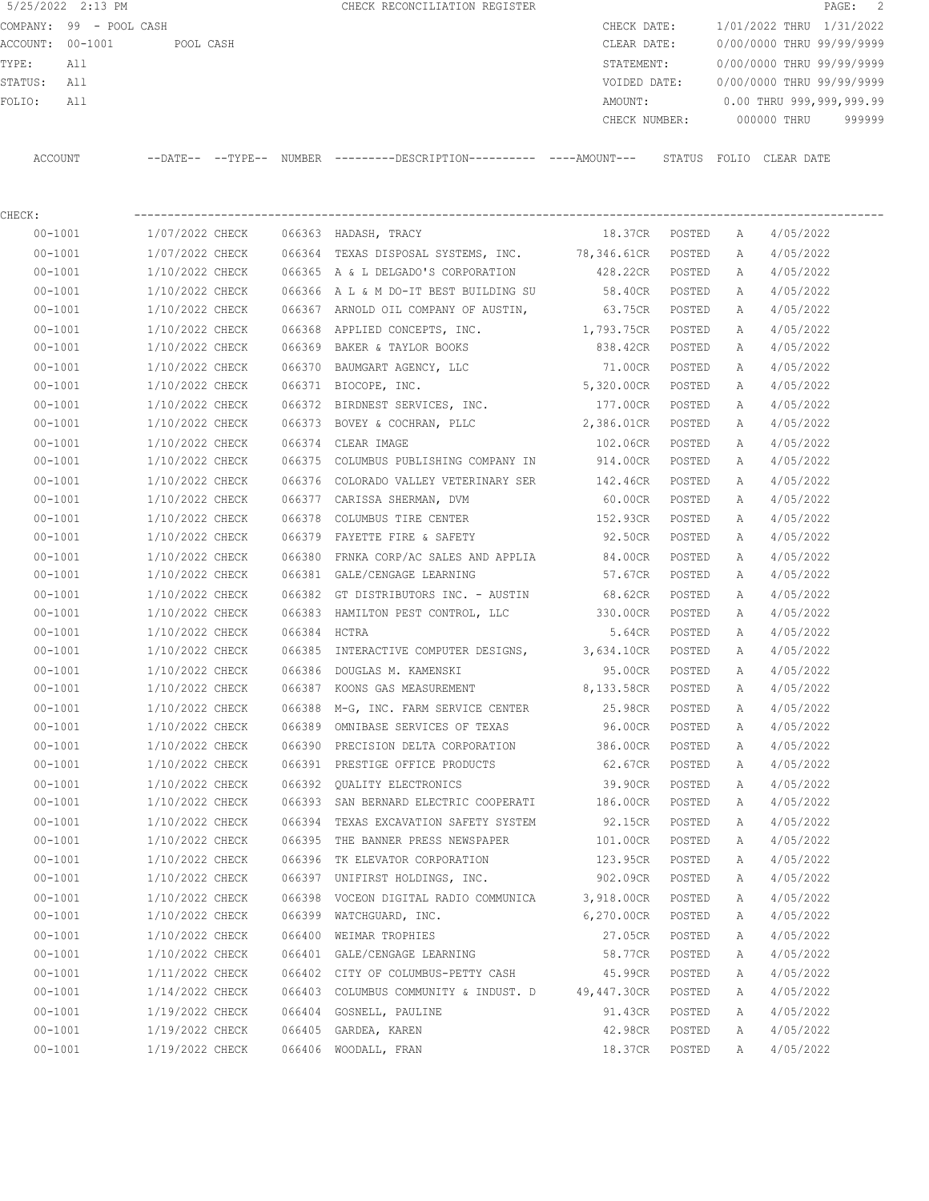5/25/2022 2:13 PM CHECK RECONCILIATION REGISTER

COMPANY: 99 - POOL CASH CHECK DATE: 1/01/2022 THRU 1/31/2022
ACCOUNT: 00-1001 POOL CASH CLEAR DATE: 0/00/0000 THRU 99/99/9999
TYPE: All STATEMENT: 0/00/0000 THRU 99/99/9999
STATUS: All VOIDED DATE: 0/00/0000 THRU 99/99/9999
FOLIO: All AMOUNT: 0.00 THRU 999,999,999.99
CHECK NUMBER: 000000 THRU 999999

CHECK:

| ACCOUNT | --DATE-- | --TYPE-- | NUMBER | ---------DESCRIPTION---------- | ----AMOUNT--- | STATUS | FOLIO | CLEAR DATE |
|---|---|---|---|---|---|---|---|---|
| 00-1001 | 1/07/2022 | CHECK | 066363 | HADASH, TRACY | 18.37CR | POSTED | A | 4/05/2022 |
| 00-1001 | 1/07/2022 | CHECK | 066364 | TEXAS DISPOSAL SYSTEMS, INC. | 78,346.61CR | POSTED | A | 4/05/2022 |
| 00-1001 | 1/10/2022 | CHECK | 066365 | A & L DELGADO'S CORPORATION | 428.22CR | POSTED | A | 4/05/2022 |
| 00-1001 | 1/10/2022 | CHECK | 066366 | A L & M DO-IT BEST BUILDING SU | 58.40CR | POSTED | A | 4/05/2022 |
| 00-1001 | 1/10/2022 | CHECK | 066367 | ARNOLD OIL COMPANY OF AUSTIN, | 63.75CR | POSTED | A | 4/05/2022 |
| 00-1001 | 1/10/2022 | CHECK | 066368 | APPLIED CONCEPTS, INC. | 1,793.75CR | POSTED | A | 4/05/2022 |
| 00-1001 | 1/10/2022 | CHECK | 066369 | BAKER & TAYLOR BOOKS | 838.42CR | POSTED | A | 4/05/2022 |
| 00-1001 | 1/10/2022 | CHECK | 066370 | BAUMGART AGENCY, LLC | 71.00CR | POSTED | A | 4/05/2022 |
| 00-1001 | 1/10/2022 | CHECK | 066371 | BIOCOPE, INC. | 5,320.00CR | POSTED | A | 4/05/2022 |
| 00-1001 | 1/10/2022 | CHECK | 066372 | BIRDNEST SERVICES, INC. | 177.00CR | POSTED | A | 4/05/2022 |
| 00-1001 | 1/10/2022 | CHECK | 066373 | BOVEY & COCHRAN, PLLC | 2,386.01CR | POSTED | A | 4/05/2022 |
| 00-1001 | 1/10/2022 | CHECK | 066374 | CLEAR IMAGE | 102.06CR | POSTED | A | 4/05/2022 |
| 00-1001 | 1/10/2022 | CHECK | 066375 | COLUMBUS PUBLISHING COMPANY IN | 914.00CR | POSTED | A | 4/05/2022 |
| 00-1001 | 1/10/2022 | CHECK | 066376 | COLORADO VALLEY VETERINARY SER | 142.46CR | POSTED | A | 4/05/2022 |
| 00-1001 | 1/10/2022 | CHECK | 066377 | CARISSA SHERMAN, DVM | 60.00CR | POSTED | A | 4/05/2022 |
| 00-1001 | 1/10/2022 | CHECK | 066378 | COLUMBUS TIRE CENTER | 152.93CR | POSTED | A | 4/05/2022 |
| 00-1001 | 1/10/2022 | CHECK | 066379 | FAYETTE FIRE & SAFETY | 92.50CR | POSTED | A | 4/05/2022 |
| 00-1001 | 1/10/2022 | CHECK | 066380 | FRNKA CORP/AC SALES AND APPLIA | 84.00CR | POSTED | A | 4/05/2022 |
| 00-1001 | 1/10/2022 | CHECK | 066381 | GALE/CENGAGE LEARNING | 57.67CR | POSTED | A | 4/05/2022 |
| 00-1001 | 1/10/2022 | CHECK | 066382 | GT DISTRIBUTORS INC. - AUSTIN | 68.62CR | POSTED | A | 4/05/2022 |
| 00-1001 | 1/10/2022 | CHECK | 066383 | HAMILTON PEST CONTROL, LLC | 330.00CR | POSTED | A | 4/05/2022 |
| 00-1001 | 1/10/2022 | CHECK | 066384 | HCTRA | 5.64CR | POSTED | A | 4/05/2022 |
| 00-1001 | 1/10/2022 | CHECK | 066385 | INTERACTIVE COMPUTER DESIGNS, | 3,634.10CR | POSTED | A | 4/05/2022 |
| 00-1001 | 1/10/2022 | CHECK | 066386 | DOUGLAS M. KAMENSKI | 95.00CR | POSTED | A | 4/05/2022 |
| 00-1001 | 1/10/2022 | CHECK | 066387 | KOONS GAS MEASUREMENT | 8,133.58CR | POSTED | A | 4/05/2022 |
| 00-1001 | 1/10/2022 | CHECK | 066388 | M-G, INC. FARM SERVICE CENTER | 25.98CR | POSTED | A | 4/05/2022 |
| 00-1001 | 1/10/2022 | CHECK | 066389 | OMNIBASE SERVICES OF TEXAS | 96.00CR | POSTED | A | 4/05/2022 |
| 00-1001 | 1/10/2022 | CHECK | 066390 | PRECISION DELTA CORPORATION | 386.00CR | POSTED | A | 4/05/2022 |
| 00-1001 | 1/10/2022 | CHECK | 066391 | PRESTIGE OFFICE PRODUCTS | 62.67CR | POSTED | A | 4/05/2022 |
| 00-1001 | 1/10/2022 | CHECK | 066392 | QUALITY ELECTRONICS | 39.90CR | POSTED | A | 4/05/2022 |
| 00-1001 | 1/10/2022 | CHECK | 066393 | SAN BERNARD ELECTRIC COOPERATI | 186.00CR | POSTED | A | 4/05/2022 |
| 00-1001 | 1/10/2022 | CHECK | 066394 | TEXAS EXCAVATION SAFETY SYSTEM | 92.15CR | POSTED | A | 4/05/2022 |
| 00-1001 | 1/10/2022 | CHECK | 066395 | THE BANNER PRESS NEWSPAPER | 101.00CR | POSTED | A | 4/05/2022 |
| 00-1001 | 1/10/2022 | CHECK | 066396 | TK ELEVATOR CORPORATION | 123.95CR | POSTED | A | 4/05/2022 |
| 00-1001 | 1/10/2022 | CHECK | 066397 | UNIFIRST HOLDINGS, INC. | 902.09CR | POSTED | A | 4/05/2022 |
| 00-1001 | 1/10/2022 | CHECK | 066398 | VOCEON DIGITAL RADIO COMMUNICA | 3,918.00CR | POSTED | A | 4/05/2022 |
| 00-1001 | 1/10/2022 | CHECK | 066399 | WATCHGUARD, INC. | 6,270.00CR | POSTED | A | 4/05/2022 |
| 00-1001 | 1/10/2022 | CHECK | 066400 | WEIMAR TROPHIES | 27.05CR | POSTED | A | 4/05/2022 |
| 00-1001 | 1/10/2022 | CHECK | 066401 | GALE/CENGAGE LEARNING | 58.77CR | POSTED | A | 4/05/2022 |
| 00-1001 | 1/11/2022 | CHECK | 066402 | CITY OF COLUMBUS-PETTY CASH | 45.99CR | POSTED | A | 4/05/2022 |
| 00-1001 | 1/14/2022 | CHECK | 066403 | COLUMBUS COMMUNITY & INDUST. D | 49,447.30CR | POSTED | A | 4/05/2022 |
| 00-1001 | 1/19/2022 | CHECK | 066404 | GOSNELL, PAULINE | 91.43CR | POSTED | A | 4/05/2022 |
| 00-1001 | 1/19/2022 | CHECK | 066405 | GARDEA, KAREN | 42.98CR | POSTED | A | 4/05/2022 |
| 00-1001 | 1/19/2022 | CHECK | 066406 | WOODALL, FRAN | 18.37CR | POSTED | A | 4/05/2022 |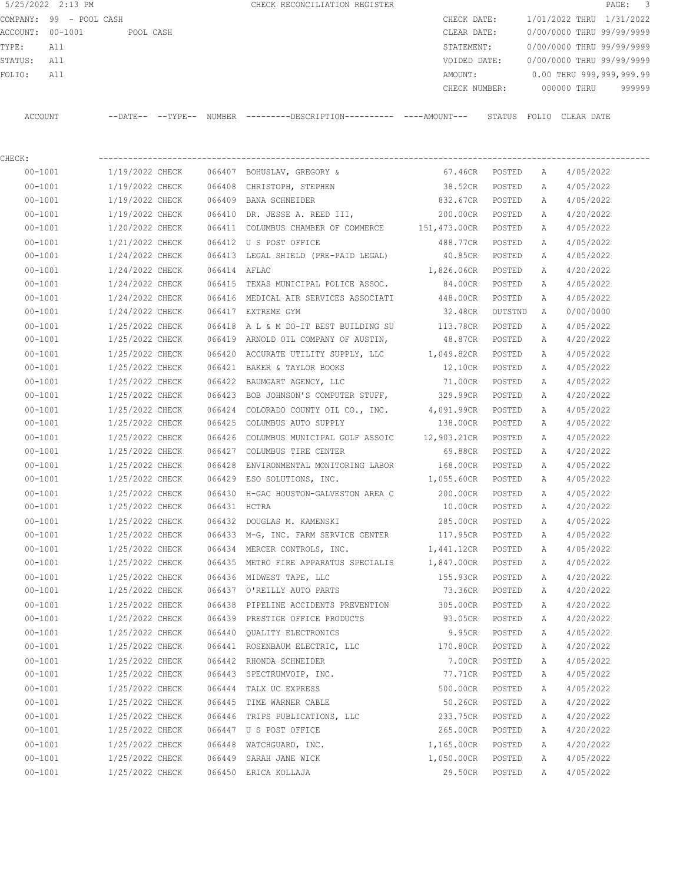5/25/2022 2:13 PM CHECK RECONCILIATION REGISTER

COMPANY: 99 - POOL CASH
ACCOUNT: 00-1001 POOL CASH
TYPE: All
STATUS: All
FOLIO: All

CHECK DATE: 1/01/2022 THRU 1/31/2022
CLEAR DATE: 0/00/0000 THRU 99/99/9999
STATEMENT: 0/00/0000 THRU 99/99/9999
VOIDED DATE: 0/00/0000 THRU 99/99/9999
AMOUNT: 0.00 THRU 999,999,999.99
CHECK NUMBER: 000000 THRU 999999

CHECK:

| ACCOUNT | --DATE-- | --TYPE-- | NUMBER | ---------DESCRIPTION---------- | ----AMOUNT--- | STATUS | FOLIO | CLEAR DATE |
|---|---|---|---|---|---|---|---|---|
| 00-1001 | 1/19/2022 | CHECK | 066407 | BOHUSLAV, GREGORY & | 67.46CR | POSTED | A | 4/05/2022 |
| 00-1001 | 1/19/2022 | CHECK | 066408 | CHRISTOPH, STEPHEN | 38.52CR | POSTED | A | 4/05/2022 |
| 00-1001 | 1/19/2022 | CHECK | 066409 | BANA SCHNEIDER | 832.67CR | POSTED | A | 4/05/2022 |
| 00-1001 | 1/19/2022 | CHECK | 066410 | DR. JESSE A. REED III, | 200.00CR | POSTED | A | 4/20/2022 |
| 00-1001 | 1/20/2022 | CHECK | 066411 | COLUMBUS CHAMBER OF COMMERCE | 151,473.00CR | POSTED | A | 4/05/2022 |
| 00-1001 | 1/21/2022 | CHECK | 066412 | U S POST OFFICE | 488.77CR | POSTED | A | 4/05/2022 |
| 00-1001 | 1/24/2022 | CHECK | 066413 | LEGAL SHIELD (PRE-PAID LEGAL) | 40.85CR | POSTED | A | 4/05/2022 |
| 00-1001 | 1/24/2022 | CHECK | 066414 | AFLAC | 1,826.06CR | POSTED | A | 4/20/2022 |
| 00-1001 | 1/24/2022 | CHECK | 066415 | TEXAS MUNICIPAL POLICE ASSOC. | 84.00CR | POSTED | A | 4/05/2022 |
| 00-1001 | 1/24/2022 | CHECK | 066416 | MEDICAL AIR SERVICES ASSOCIATI | 448.00CR | POSTED | A | 4/05/2022 |
| 00-1001 | 1/24/2022 | CHECK | 066417 | EXTREME GYM | 32.48CR | OUTSTND | A | 0/00/0000 |
| 00-1001 | 1/25/2022 | CHECK | 066418 | A L & M DO-IT BEST BUILDING SU | 113.78CR | POSTED | A | 4/05/2022 |
| 00-1001 | 1/25/2022 | CHECK | 066419 | ARNOLD OIL COMPANY OF AUSTIN, | 48.87CR | POSTED | A | 4/20/2022 |
| 00-1001 | 1/25/2022 | CHECK | 066420 | ACCURATE UTILITY SUPPLY, LLC | 1,049.82CR | POSTED | A | 4/05/2022 |
| 00-1001 | 1/25/2022 | CHECK | 066421 | BAKER & TAYLOR BOOKS | 12.10CR | POSTED | A | 4/05/2022 |
| 00-1001 | 1/25/2022 | CHECK | 066422 | BAUMGART AGENCY, LLC | 71.00CR | POSTED | A | 4/05/2022 |
| 00-1001 | 1/25/2022 | CHECK | 066423 | BOB JOHNSON'S COMPUTER STUFF, | 329.99CR | POSTED | A | 4/20/2022 |
| 00-1001 | 1/25/2022 | CHECK | 066424 | COLORADO COUNTY OIL CO., INC. | 4,091.99CR | POSTED | A | 4/05/2022 |
| 00-1001 | 1/25/2022 | CHECK | 066425 | COLUMBUS AUTO SUPPLY | 138.00CR | POSTED | A | 4/05/2022 |
| 00-1001 | 1/25/2022 | CHECK | 066426 | COLUMBUS MUNICIPAL GOLF ASSOIC | 12,903.21CR | POSTED | A | 4/05/2022 |
| 00-1001 | 1/25/2022 | CHECK | 066427 | COLUMBUS TIRE CENTER | 69.88CR | POSTED | A | 4/20/2022 |
| 00-1001 | 1/25/2022 | CHECK | 066428 | ENVIRONMENTAL MONITORING LABOR | 168.00CR | POSTED | A | 4/05/2022 |
| 00-1001 | 1/25/2022 | CHECK | 066429 | ESO SOLUTIONS, INC. | 1,055.60CR | POSTED | A | 4/05/2022 |
| 00-1001 | 1/25/2022 | CHECK | 066430 | H-GAC HOUSTON-GALVESTON AREA C | 200.00CR | POSTED | A | 4/05/2022 |
| 00-1001 | 1/25/2022 | CHECK | 066431 | HCTRA | 10.00CR | POSTED | A | 4/20/2022 |
| 00-1001 | 1/25/2022 | CHECK | 066432 | DOUGLAS M. KAMENSKI | 285.00CR | POSTED | A | 4/05/2022 |
| 00-1001 | 1/25/2022 | CHECK | 066433 | M-G, INC. FARM SERVICE CENTER | 117.95CR | POSTED | A | 4/05/2022 |
| 00-1001 | 1/25/2022 | CHECK | 066434 | MERCER CONTROLS, INC. | 1,441.12CR | POSTED | A | 4/05/2022 |
| 00-1001 | 1/25/2022 | CHECK | 066435 | METRO FIRE APPARATUS SPECIALIS | 1,847.00CR | POSTED | A | 4/05/2022 |
| 00-1001 | 1/25/2022 | CHECK | 066436 | MIDWEST TAPE, LLC | 155.93CR | POSTED | A | 4/20/2022 |
| 00-1001 | 1/25/2022 | CHECK | 066437 | O'REILLY AUTO PARTS | 73.36CR | POSTED | A | 4/20/2022 |
| 00-1001 | 1/25/2022 | CHECK | 066438 | PIPELINE ACCIDENTS PREVENTION | 305.00CR | POSTED | A | 4/20/2022 |
| 00-1001 | 1/25/2022 | CHECK | 066439 | PRESTIGE OFFICE PRODUCTS | 93.05CR | POSTED | A | 4/20/2022 |
| 00-1001 | 1/25/2022 | CHECK | 066440 | QUALITY ELECTRONICS | 9.95CR | POSTED | A | 4/05/2022 |
| 00-1001 | 1/25/2022 | CHECK | 066441 | ROSENBAUM ELECTRIC, LLC | 170.80CR | POSTED | A | 4/20/2022 |
| 00-1001 | 1/25/2022 | CHECK | 066442 | RHONDA SCHNEIDER | 7.00CR | POSTED | A | 4/05/2022 |
| 00-1001 | 1/25/2022 | CHECK | 066443 | SPECTRUMVOIP, INC. | 77.71CR | POSTED | A | 4/05/2022 |
| 00-1001 | 1/25/2022 | CHECK | 066444 | TALX UC EXPRESS | 500.00CR | POSTED | A | 4/05/2022 |
| 00-1001 | 1/25/2022 | CHECK | 066445 | TIME WARNER CABLE | 50.26CR | POSTED | A | 4/20/2022 |
| 00-1001 | 1/25/2022 | CHECK | 066446 | TRIPS PUBLICATIONS, LLC | 233.75CR | POSTED | A | 4/20/2022 |
| 00-1001 | 1/25/2022 | CHECK | 066447 | U S POST OFFICE | 265.00CR | POSTED | A | 4/20/2022 |
| 00-1001 | 1/25/2022 | CHECK | 066448 | WATCHGUARD, INC. | 1,165.00CR | POSTED | A | 4/20/2022 |
| 00-1001 | 1/25/2022 | CHECK | 066449 | SARAH JANE WICK | 1,050.00CR | POSTED | A | 4/05/2022 |
| 00-1001 | 1/25/2022 | CHECK | 066450 | ERICA KOLLAJA | 29.50CR | POSTED | A | 4/05/2022 |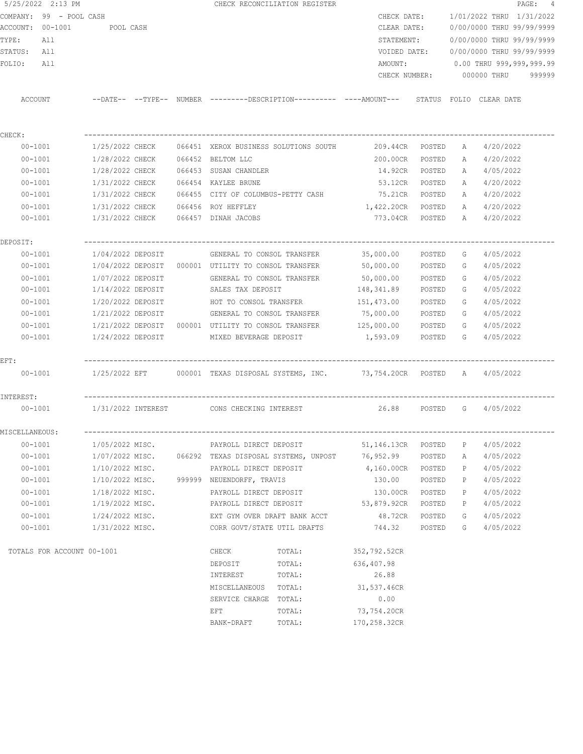5/25/2022 2:13 PM

CHECK RECONCILIATION REGISTER

COMPANY: 99 - POOL CASH
ACCOUNT: 00-1001 POOL CASH
TYPE: All
STATUS: All
FOLIO: All

CHECK DATE: 1/01/2022 THRU 1/31/2022
CLEAR DATE: 0/00/0000 THRU 99/99/9999
STATEMENT: 0/00/0000 THRU 99/99/9999
VOIDED DATE: 0/00/0000 THRU 99/99/9999
AMOUNT: 0.00 THRU 999,999,999.99
CHECK NUMBER: 000000 THRU 999999

| ACCOUNT | --DATE-- | --TYPE-- | NUMBER | ---------DESCRIPTION---------- | ----AMOUNT--- | STATUS | FOLIO | CLEAR DATE |
|---|---|---|---|---|---|---|---|---|
| **CHECK:** | | | | | | | | |
| 00-1001 | 1/25/2022 | CHECK | 066451 | XEROX BUSINESS SOLUTIONS SOUTH | 209.44CR | POSTED | A | 4/20/2022 |
| 00-1001 | 1/28/2022 | CHECK | 066452 | BELTOM LLC | 200.00CR | POSTED | A | 4/20/2022 |
| 00-1001 | 1/28/2022 | CHECK | 066453 | SUSAN CHANDLER | 14.92CR | POSTED | A | 4/05/2022 |
| 00-1001 | 1/31/2022 | CHECK | 066454 | KAYLEE BRUNE | 53.12CR | POSTED | A | 4/20/2022 |
| 00-1001 | 1/31/2022 | CHECK | 066455 | CITY OF COLUMBUS-PETTY CASH | 75.21CR | POSTED | A | 4/20/2022 |
| 00-1001 | 1/31/2022 | CHECK | 066456 | ROY HEFFLEY | 1,422.20CR | POSTED | A | 4/20/2022 |
| 00-1001 | 1/31/2022 | CHECK | 066457 | DINAH JACOBS | 773.04CR | POSTED | A | 4/20/2022 |
| **DEPOSIT:** | | | | | | | | |
| 00-1001 | 1/04/2022 | DEPOSIT | | GENERAL TO CONSOL TRANSFER | 35,000.00 | POSTED | G | 4/05/2022 |
| 00-1001 | 1/04/2022 | DEPOSIT | 000001 | UTILITY TO CONSOL TRANSFER | 50,000.00 | POSTED | G | 4/05/2022 |
| 00-1001 | 1/07/2022 | DEPOSIT | | GENERAL TO CONSOL TRANSFER | 50,000.00 | POSTED | G | 4/05/2022 |
| 00-1001 | 1/14/2022 | DEPOSIT | | SALES TAX DEPOSIT | 148,341.89 | POSTED | G | 4/05/2022 |
| 00-1001 | 1/20/2022 | DEPOSIT | | HOT TO CONSOL TRANSFER | 151,473.00 | POSTED | G | 4/05/2022 |
| 00-1001 | 1/21/2022 | DEPOSIT | | GENERAL TO CONSOL TRANSFER | 75,000.00 | POSTED | G | 4/05/2022 |
| 00-1001 | 1/21/2022 | DEPOSIT | 000001 | UTILITY TO CONSOL TRANSFER | 125,000.00 | POSTED | G | 4/05/2022 |
| 00-1001 | 1/24/2022 | DEPOSIT | | MIXED BEVERAGE DEPOSIT | 1,593.09 | POSTED | G | 4/05/2022 |
| **EFT:** | | | | | | | | |
| 00-1001 | 1/25/2022 | EFT | 000001 | TEXAS DISPOSAL SYSTEMS, INC. | 73,754.20CR | POSTED | A | 4/05/2022 |
| **INTEREST:** | | | | | | | | |
| 00-1001 | 1/31/2022 | INTEREST | | CONS CHECKING INTEREST | 26.88 | POSTED | G | 4/05/2022 |
| **MISCELLANEOUS:** | | | | | | | | |
| 00-1001 | 1/05/2022 | MISC. | | PAYROLL DIRECT DEPOSIT | 51,146.13CR | POSTED | P | 4/05/2022 |
| 00-1001 | 1/07/2022 | MISC. | 066292 | TEXAS DISPOSAL SYSTEMS, UNPOST | 76,952.99 | POSTED | A | 4/05/2022 |
| 00-1001 | 1/10/2022 | MISC. | | PAYROLL DIRECT DEPOSIT | 4,160.00CR | POSTED | P | 4/05/2022 |
| 00-1001 | 1/10/2022 | MISC. | 999999 | NEUENDORFF, TRAVIS | 130.00 | POSTED | P | 4/05/2022 |
| 00-1001 | 1/18/2022 | MISC. | | PAYROLL DIRECT DEPOSIT | 130.00CR | POSTED | P | 4/05/2022 |
| 00-1001 | 1/19/2022 | MISC. | | PAYROLL DIRECT DEPOSIT | 53,879.92CR | POSTED | P | 4/05/2022 |
| 00-1001 | 1/24/2022 | MISC. | | EXT GYM OVER DRAFT BANK ACCT | 48.72CR | POSTED | G | 4/05/2022 |
| 00-1001 | 1/31/2022 | MISC. | | CORR GOVT/STATE UTIL DRAFTS | 744.32 | POSTED | G | 4/05/2022 |

TOTALS FOR ACCOUNT 00-1001

| | | |
|---|---|---|
| CHECK | TOTAL: | 352,792.52CR |
| DEPOSIT | TOTAL: | 636,407.98 |
| INTEREST | TOTAL: | 26.88 |
| MISCELLANEOUS | TOTAL: | 31,537.46CR |
| SERVICE CHARGE | TOTAL: | 0.00 |
| EFT | TOTAL: | 73,754.20CR |
| BANK-DRAFT | TOTAL: | 170,258.32CR |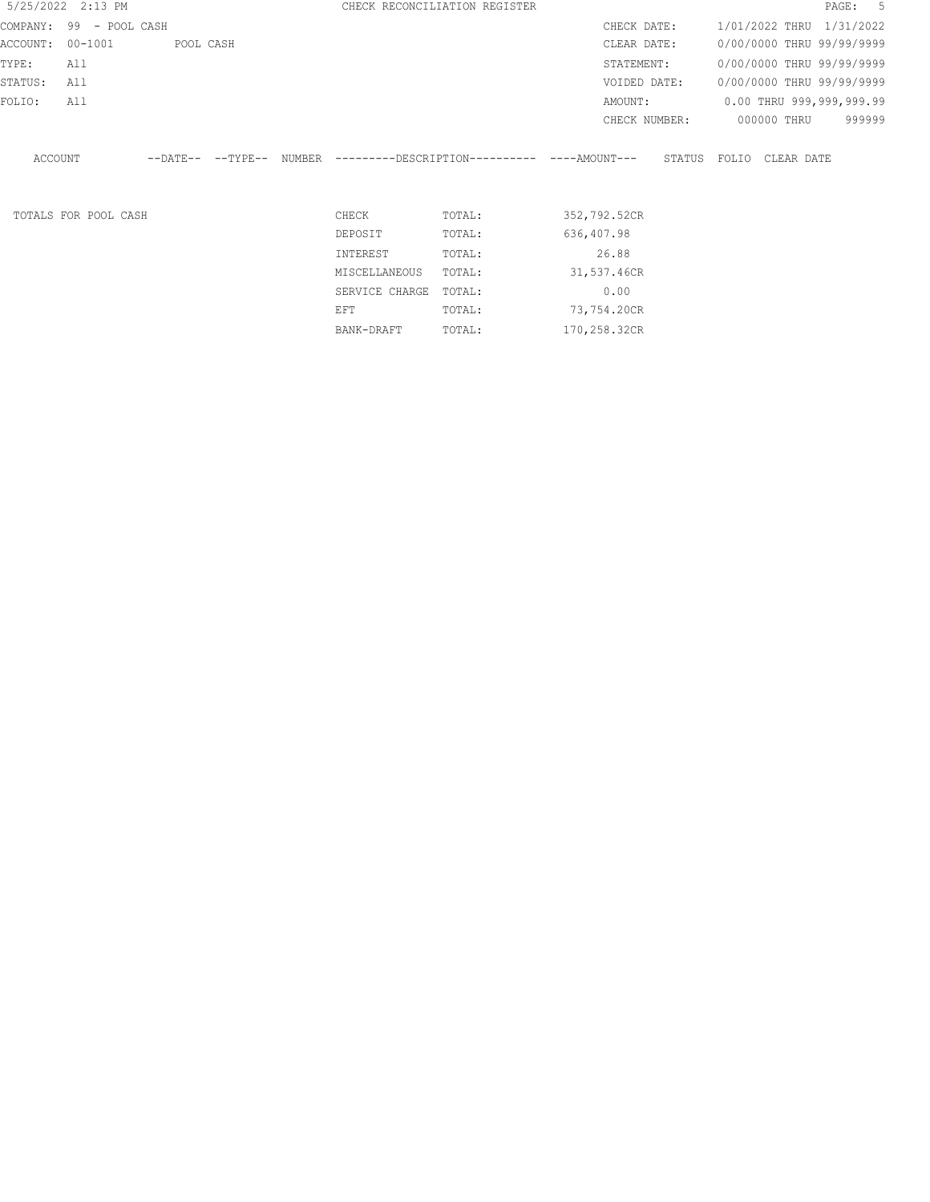CHECK RECONCILIATION REGISTER

5/25/2022 2:13 PM

| | | | |
|---|---|---|---|
| COMPANY: | 99 - POOL CASH | CHECK DATE: | 1/01/2022 THRU 1/31/2022 |
| ACCOUNT: | 00-1001 POOL CASH | CLEAR DATE: | 0/00/0000 THRU 99/99/9999 |
| TYPE: | All | STATEMENT: | 0/00/0000 THRU 99/99/9999 |
| STATUS: | All | VOIDED DATE: | 0/00/0000 THRU 99/99/9999 |
| FOLIO: | All | AMOUNT: | 0.00 THRU 999,999,999.99 |
| | | CHECK NUMBER: | 000000 THRU 999999 |

| ACCOUNT | --DATE-- | --TYPE-- | NUMBER | ---------DESCRIPTION---------- | ----AMOUNT--- | STATUS | FOLIO | CLEAR DATE |
|---|---|---|---|---|---|---|---|---|

TOTALS FOR POOL CASH

| | | |
|---|---|---|
| CHECK | TOTAL: | 352,792.52CR |
| DEPOSIT | TOTAL: | 636,407.98 |
| INTEREST | TOTAL: | 26.88 |
| MISCELLANEOUS | TOTAL: | 31,537.46CR |
| SERVICE CHARGE | TOTAL: | 0.00 |
| EFT | TOTAL: | 73,754.20CR |
| BANK-DRAFT | TOTAL: | 170,258.32CR |